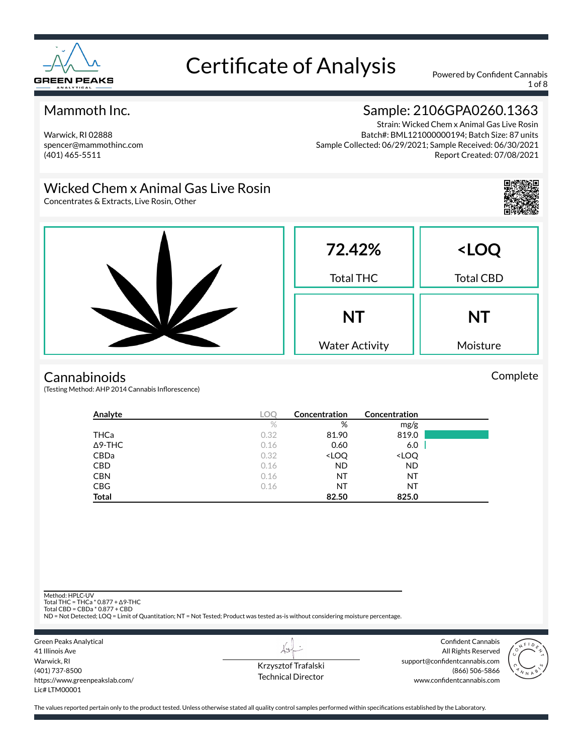# Certificate of Analysis

Powered by Confident Cannabis

## Mammoth Inc.

Warwick, RI 02888
spencer@mammothinc.com
(401) 465-5511

## Sample: 2106GPA0260.1363

Strain: Wicked Chem x Animal Gas Live Rosin
Batch#: BML121000000194; Batch Size: 87 units
Sample Collected: 06/29/2021; Sample Received: 06/30/2021
Report Created: 07/08/2021

## Wicked Chem x Animal Gas Live Rosin

Concentrates & Extracts, Live Rosin, Other

| 72.42% | <LOQ |
|---|---|
| Total THC | Total CBD |
| **NT** | **NT** |
| Water Activity | Moisture |

## Cannabinoids

Complete

(Testing Method: AHP 2014 Cannabis Inflorescence)

| Analyte | LOQ | Concentration | Concentration |
|---|---|---|---|
| | % | % | mg/g |
| THCa | 0.32 | 81.90 | 819.0 |
| Δ9-THC | 0.16 | 0.60 | 6.0 |
| CBDa | 0.32 | <LOQ | <LOQ |
| CBD | 0.16 | ND | ND |
| CBN | 0.16 | NT | NT |
| CBG | 0.16 | NT | NT |
| **Total** | | **82.50** | **825.0** |

Method: HPLC-UV
Total THC = THCa * 0.877 + Δ9-THC
Total CBD = CBDa * 0.877 + CBD
ND = Not Detected; LOQ = Limit of Quantitation; NT = Not Tested; Product was tested as-is without considering moisture percentage.

Green Peaks Analytical
41 Illinois Ave
Warwick, RI
(401) 737-8500
https://www.greenpeakslab.com/
Lic# LTM00001

Krzysztof Trafalski
Technical Director

Confident Cannabis
All Rights Reserved
support@confidentcannabis.com
(866) 506-5866
www.confidentcannabis.com

The values reported pertain only to the product tested. Unless otherwise stated all quality control samples performed within specifications established by the Laboratory.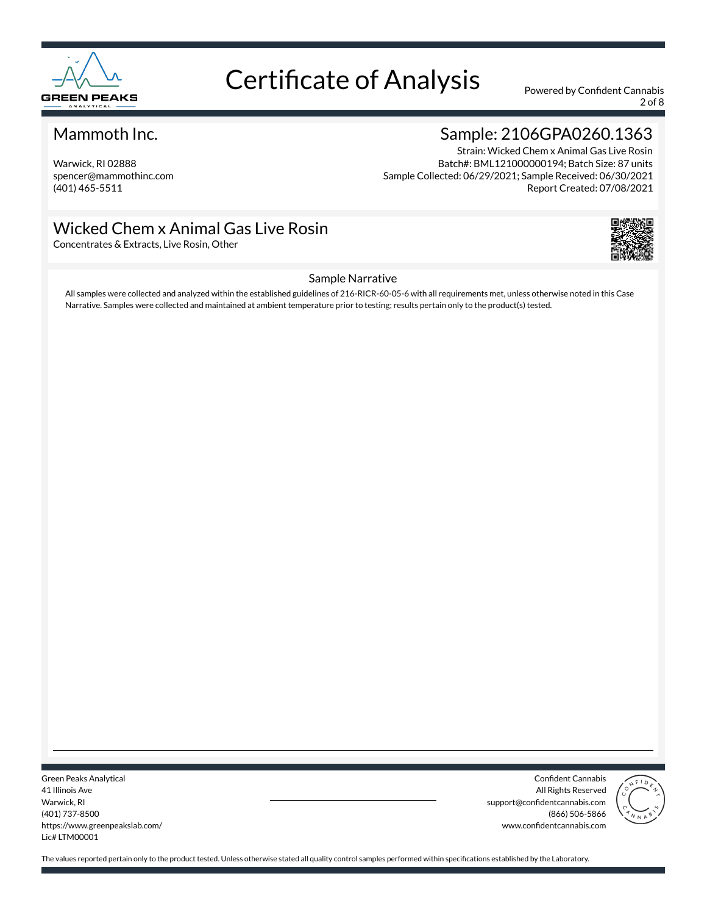# Certificate of Analysis

Powered by Confident Cannabis

## Mammoth Inc.

Warwick, RI 02888
spencer@mammothinc.com
(401) 465-5511

## Sample: 2106GPA0260.1363

Strain: Wicked Chem x Animal Gas Live Rosin
Batch#: BML121000000194; Batch Size: 87 units
Sample Collected: 06/29/2021; Sample Received: 06/30/2021
Report Created: 07/08/2021

## Wicked Chem x Animal Gas Live Rosin

Concentrates & Extracts, Live Rosin, Other

### Sample Narrative

All samples were collected and analyzed within the established guidelines of 216-RICR-60-05-6 with all requirements met, unless otherwise noted in this Case Narrative. Samples were collected and maintained at ambient temperature prior to testing; results pertain only to the product(s) tested.

Green Peaks Analytical
41 Illinois Ave
Warwick, RI
(401) 737-8500
https://www.greenpeakslab.com/
Lic# LTM00001

Confident Cannabis
All Rights Reserved
support@confidentcannabis.com
(866) 506-5866
www.confidentcannabis.com

The values reported pertain only to the product tested. Unless otherwise stated all quality control samples performed within specifications established by the Laboratory.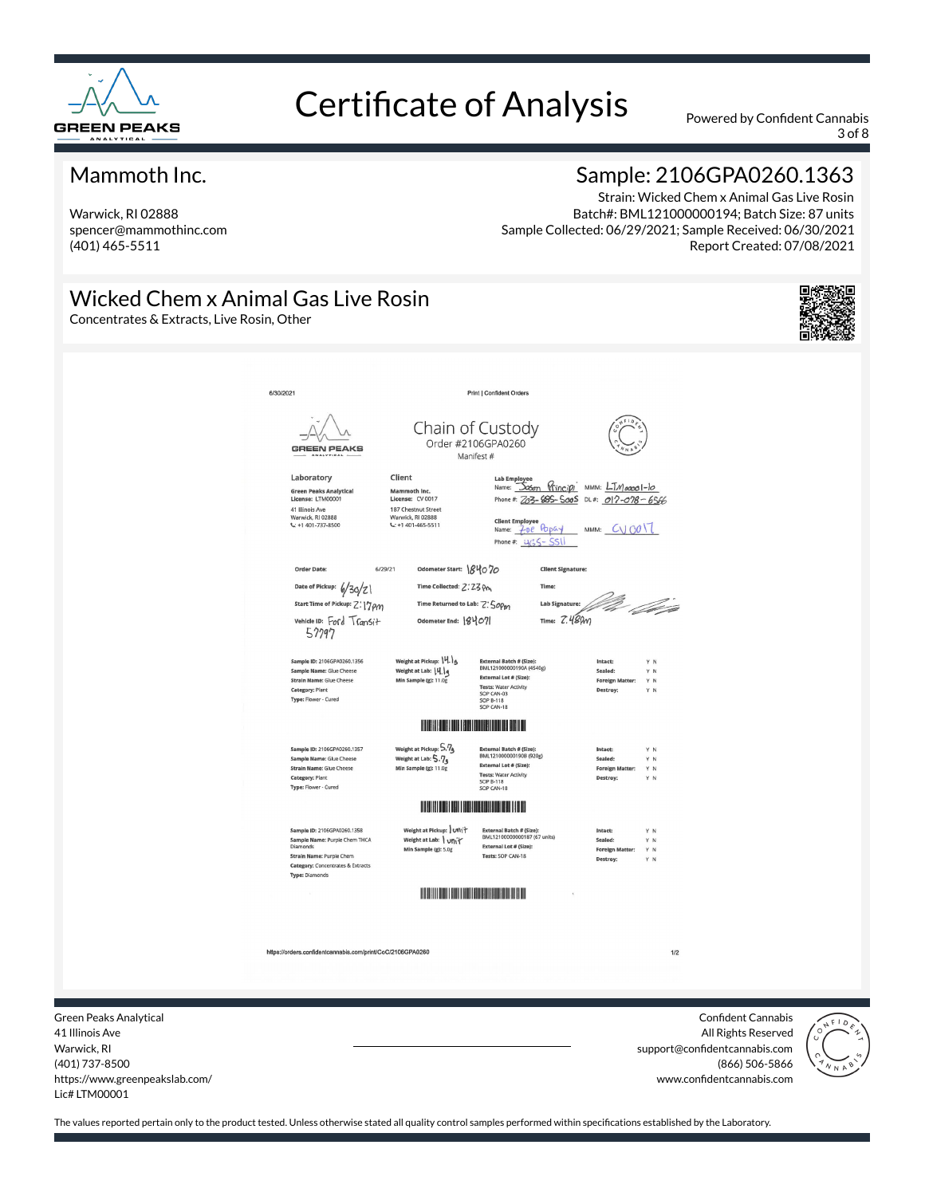# Certificate of Analysis

Powered by Confident Cannabis

## Mammoth Inc.

Warwick, RI 02888
spencer@mammothinc.com
(401) 465-5511

## Sample: 2106GPA0260.1363

Strain: Wicked Chem x Animal Gas Live Rosin
Batch#: BML121000000194; Batch Size: 87 units
Sample Collected: 06/29/2021; Sample Received: 06/30/2021
Report Created: 07/08/2021

## Wicked Chem x Animal Gas Live Rosin

Concentrates & Extracts, Live Rosin, Other

---

6/30/2021 — Print | Confident Orders

### Chain of Custody

Order #2106GPA0260
Manifest #

**Laboratory**
Green Peaks Analytical
License: LTM00001
41 Illinois Ave
Warwick, RI 02888
+1 401-737-8500

**Client**
Mammoth Inc.
License: CV 0017
187 Chestnut Street
Warwick, RI 02888
+1 401-465-5511

**Lab Employee**
Name: Jason Principi — MMM: LTM00001-10
Phone #: 203-895-5005 — DL #: 017-078-6566

**Client Employee**
Name: Zoe Popay — MMM: CV0017
Phone #: 465-5511

| | | | | | |
|---|---|---|---|---|---|
| Order Date: | 6/29/21 | Odometer Start: | 184070 | Client Signature: | |
| Date of Pickup: | 6/30/21 | Time Collected: | 2:23pm | Time: | |
| Start Time of Pickup: | 2:17pm | Time Returned to Lab: | 2:50pm | Lab Signature: | (signed) |
| Vehicle ID: | Ford Transit 57797 | Odometer End: | 184071 | Time: | 2:48pm |

| Sample | Weights | External Batch / Tests | Checks |
|---|---|---|---|
| **Sample ID:** 2106GPA0260.1356<br>**Sample Name:** Glue Cheese<br>**Strain Name:** Glue Cheese<br>**Category:** Plant<br>**Type:** Flower - Cured | **Weight at Pickup:** 14.1g<br>**Weight at Lab:** 14.1g<br>**Min Sample (g):** 11.0g | **External Batch # (Size):** BML121000000190A (4540g)<br>**External Lot # (Size):**<br>**Tests:** Water Activity, SOP CAN-03, SOP B-118, SOP CAN-18 | Intact: Y N<br>Sealed: Y N<br>Foreign Matter: Y N<br>Destroy: Y N |
| **Sample ID:** 2106GPA0260.1357<br>**Sample Name:** Glue Cheese<br>**Strain Name:** Glue Cheese<br>**Category:** Plant<br>**Type:** Flower - Cured | **Weight at Pickup:** 5.7g<br>**Weight at Lab:** 5.7g<br>**Min Sample (g):** 11.0g | **External Batch # (Size):** BML121000000190B (920g)<br>**External Lot # (Size):**<br>**Tests:** Water Activity, SOP B-118, SOP CAN-18 | Intact: Y N<br>Sealed: Y N<br>Foreign Matter: Y N<br>Destroy: Y N |
| **Sample ID:** 2106GPA0260.1358<br>**Sample Name:** Purple Chem THCA Diamonds<br>**Strain Name:** Purple Chem<br>**Category:** Concentrates & Extracts<br>**Type:** Diamonds | **Weight at Pickup:** 1 unit<br>**Weight at Lab:** 1 unit<br>**Min Sample (g):** 5.0g | **External Batch # (Size):** BML121000000187 (67 units)<br>**External Lot # (Size):**<br>**Tests:** SOP CAN-18 | Intact: Y N<br>Sealed: Y N<br>Foreign Matter: Y N<br>Destroy: Y N |

https://orders.confidentcannabis.com/print/CoC/2106GPA0260 — 1/2

---

Green Peaks Analytical
41 Illinois Ave
Warwick, RI
(401) 737-8500
https://www.greenpeakslab.com/
Lic# LTM00001

Confident Cannabis
All Rights Reserved
support@confidentcannabis.com
(866) 506-5866
www.confidentcannabis.com

The values reported pertain only to the product tested. Unless otherwise stated all quality control samples performed within specifications established by the Laboratory.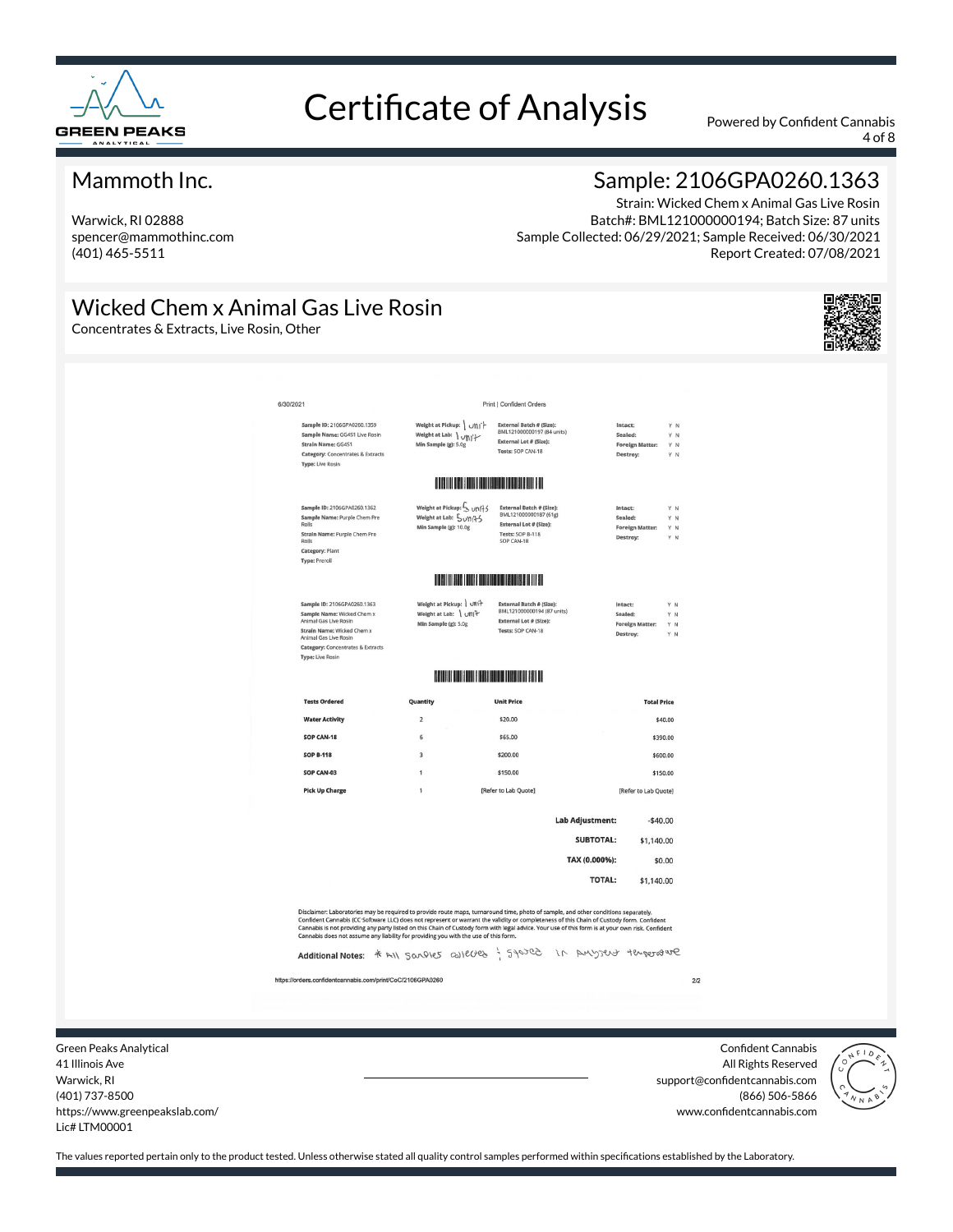# Certificate of Analysis

Powered by Confident Cannabis

## Mammoth Inc.

Warwick, RI 02888
spencer@mammothinc.com
(401) 465-5511

## Sample: 2106GPA0260.1363

Strain: Wicked Chem x Animal Gas Live Rosin
Batch#: BML121000000194; Batch Size: 87 units
Sample Collected: 06/29/2021; Sample Received: 06/30/2021
Report Created: 07/08/2021

## Wicked Chem x Animal Gas Live Rosin

Concentrates & Extracts, Live Rosin, Other

6/30/2021 Print | Confident Orders

**Sample ID:** 2106GPA0260.1359
**Sample Name:** GG451 Live Rosin
**Strain Name:** GG451
**Category:** Concentrates & Extracts
**Type:** Live Rosin

**Weight at Pickup:** 1 unit
**Weight at Lab:** 1 unit
**Min Sample (g):** 5.0g

**External Batch # (Size):** BML121000000197 (84 units)
**External Lot # (Size):**
**Tests:** SOP CAN-18

**Intact:** Y N
**Sealed:** Y N
**Foreign Matter:** Y N
**Destroy:** Y N

---

**Sample ID:** 2106GPA0260.1362
**Sample Name:** Purple Chem Pre Rolls
**Strain Name:** Purple Chem Pre Rolls
**Category:** Plant
**Type:** Preroll

**Weight at Pickup:** 5 units
**Weight at Lab:** 5 units
**Min Sample (g):** 10.0g

**External Batch # (Size):** BML121000000187 (61g)
**External Lot # (Size):**
**Tests:** SOP B-118, SOP CAN-18

**Intact:** Y N
**Sealed:** Y N
**Foreign Matter:** Y N
**Destroy:** Y N

---

**Sample ID:** 2106GPA0260.1363
**Sample Name:** Wicked Chem x Animal Gas Live Rosin
**Strain Name:** Wicked Chem x Animal Gas Live Rosin
**Category:** Concentrates & Extracts
**Type:** Live Rosin

**Weight at Pickup:** 1 unit
**Weight at Lab:** 1 unit
**Min Sample (g):** 5.0g

**External Batch # (Size):** BML121000000194 (87 units)
**External Lot # (Size):**
**Tests:** SOP CAN-18

**Intact:** Y N
**Sealed:** Y N
**Foreign Matter:** Y N
**Destroy:** Y N

| Tests Ordered | Quantity | Unit Price | Total Price |
|---|---|---|---|
| Water Activity | 2 | $20.00 | $40.00 |
| SOP CAN-18 | 6 | $65.00 | $390.00 |
| SOP B-118 | 3 | $200.00 | $600.00 |
| SOP CAN-03 | 1 | $150.00 | $150.00 |
| Pick Up Charge | 1 | [Refer to Lab Quote] | [Refer to Lab Quote] |

| | |
|---|---|
| **Lab Adjustment:** | -$40.00 |
| **SUBTOTAL:** | $1,140.00 |
| **TAX (0.000%):** | $0.00 |
| **TOTAL:** | $1,140.00 |

Disclaimer: Laboratories may be required to provide route maps, turnaround time, photo of sample, and other conditions separately. Confident Cannabis (CC Software LLC) does not represent or warrant the validity or completeness of this Chain of Custody form. Confident Cannabis is not providing any party listed on this Chain of Custody form with legal advice. Your use of this form is at your own risk. Confident Cannabis does not assume any liability for providing you with the use of this form.

**Additional Notes:** * All samples collected & stored in ambient temperature

https://orders.confidentcannabis.com/print/CoC/2106GPA0260 2/2

Green Peaks Analytical
41 Illinois Ave
Warwick, RI
(401) 737-8500
https://www.greenpeakslab.com/
Lic# LTM00001

Confident Cannabis
All Rights Reserved
support@confidentcannabis.com
(866) 506-5866
www.confidentcannabis.com

The values reported pertain only to the product tested. Unless otherwise stated all quality control samples performed within specifications established by the Laboratory.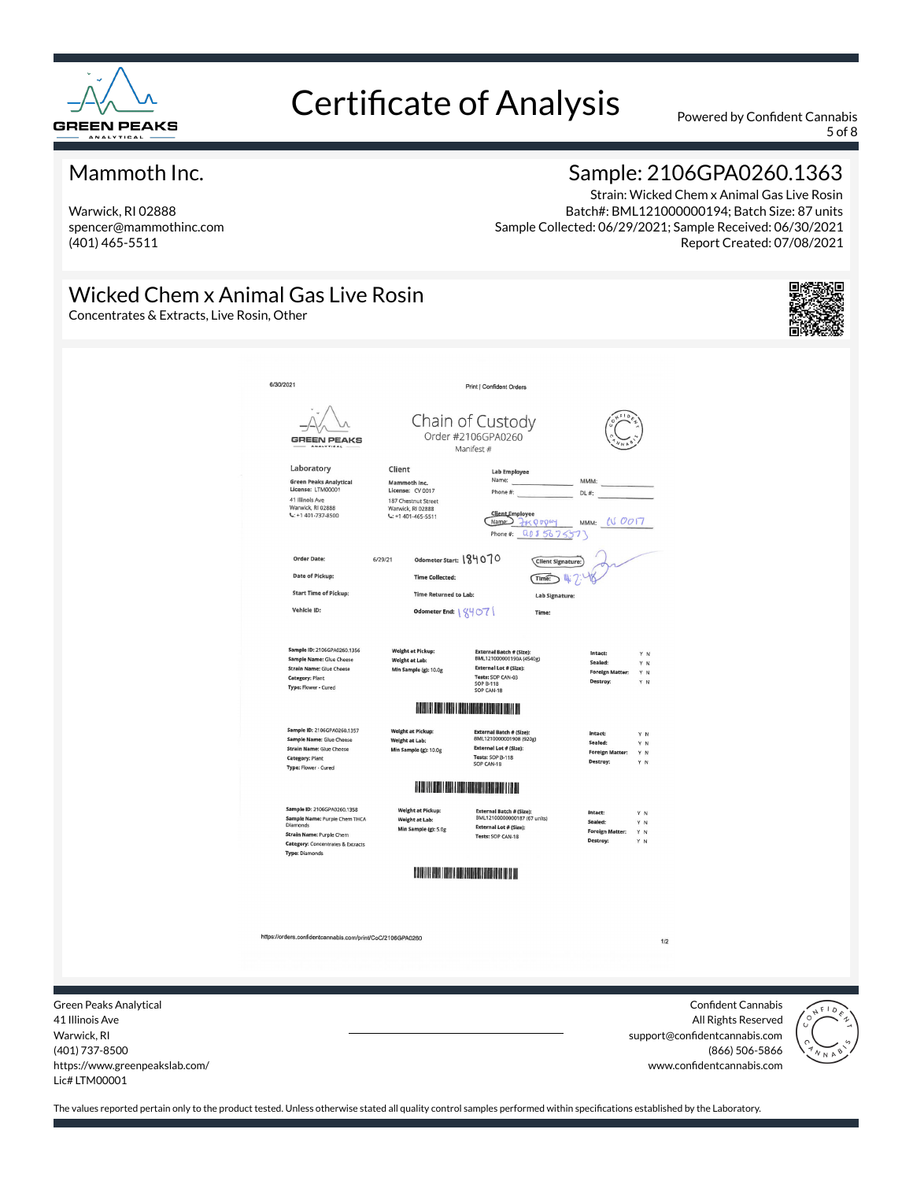# Certificate of Analysis

Powered by Confident Cannabis

## Mammoth Inc.

Warwick, RI 02888
spencer@mammothinc.com
(401) 465-5511

## Sample: 2106GPA0260.1363

Strain: Wicked Chem x Animal Gas Live Rosin
Batch#: BML121000000194; Batch Size: 87 units
Sample Collected: 06/29/2021; Sample Received: 06/30/2021
Report Created: 07/08/2021

## Wicked Chem x Animal Gas Live Rosin

Concentrates & Extracts, Live Rosin, Other

6/30/2021 Print | Confident Orders

### Chain of Custody

Order #2106GPA0260
Manifest #

| Laboratory | Client | Lab Employee | |
|---|---|---|---|
| Green Peaks Analytical<br>License: LTM00001<br>41 Illinois Ave<br>Warwick, RI 02888<br>+1 401-737-8500 | Mammoth Inc.<br>License: CV 0017<br>187 Chestnut Street<br>Warwick, RI 02888<br>+1 401-465-5511 | Name:<br>Phone #:<br>**Client Employee**<br>Name: Jason Papp<br>Phone #: 401 567 5573 | MMM:<br>DL #:<br><br>MMM: CV 0017 |

| | | | |
|---|---|---|---|
| Order Date: 6/29/21 | Odometer Start: 184070 | Client Signature: | |
| Date of Pickup: | Time Collected: | Time: 4:24 | |
| Start Time of Pickup: | Time Returned to Lab: | Lab Signature: | |
| Vehicle ID: | Odometer End: 184071 | Time: | |

| Sample | Weight | External Batch / Tests | Checks |
|---|---|---|---|
| Sample ID: 2106GPA0260.1356<br>Sample Name: Glue Cheese<br>Strain Name: Glue Cheese<br>Category: Plant<br>Type: Flower - Cured | Weight at Pickup:<br>Weight at Lab:<br>Min Sample (g): 10.0g | External Batch # (Size): BML121000000190A (4540g)<br>External Lot # (Size):<br>Tests: SOP CAN-03, SOP B-118, SOP CAN-18 | Intact: Y N<br>Sealed: Y N<br>Foreign Matter: Y N<br>Destroy: Y N |
| Sample ID: 2106GPA0260.1357<br>Sample Name: Glue Cheese<br>Strain Name: Glue Cheese<br>Category: Plant<br>Type: Flower - Cured | Weight at Pickup:<br>Weight at Lab:<br>Min Sample (g): 10.0g | External Batch # (Size): BML121000001908 (928g)<br>External Lot # (Size):<br>Tests: SOP B-118, SOP CAN-18 | Intact: Y N<br>Sealed: Y N<br>Foreign Matter: Y N<br>Destroy: Y N |
| Sample ID: 2106GPA0260.1358<br>Sample Name: Purple Chem THCA Diamonds<br>Strain Name: Purple Chem<br>Category: Concentrates & Extracts<br>Type: Diamonds | Weight at Pickup:<br>Weight at Lab:<br>Min Sample (g): 5.0g | External Batch # (Size): BML121000000187 (67 units)<br>External Lot # (Size):<br>Tests: SOP CAN-18 | Intact: Y N<br>Sealed: Y N<br>Foreign Matter: Y N<br>Destroy: Y N |

https://orders.confidentcannabis.com/print/CoC/2106GPA0260 1/2

Green Peaks Analytical
41 Illinois Ave
Warwick, RI
(401) 737-8500
https://www.greenpeakslab.com/
Lic# LTM00001

Confident Cannabis
All Rights Reserved
support@confidentcannabis.com
(866) 506-5866
www.confidentcannabis.com

The values reported pertain only to the product tested. Unless otherwise stated all quality control samples performed within specifications established by the Laboratory.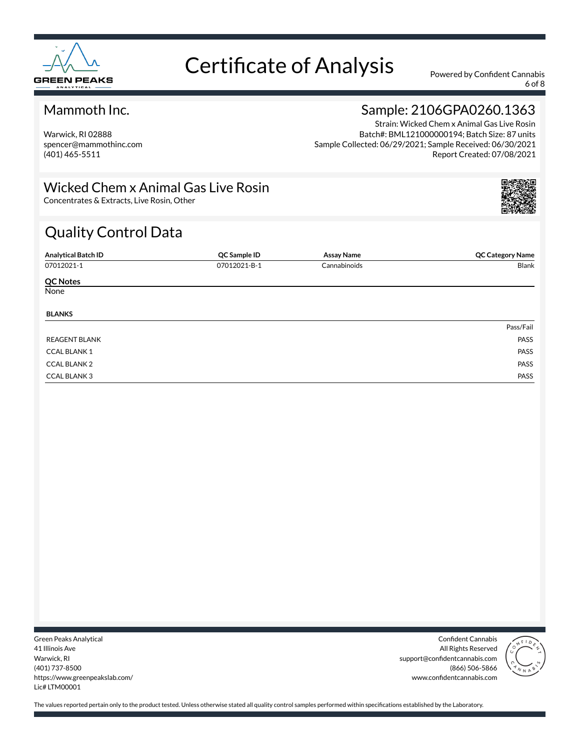# Certificate of Analysis

Powered by Confident Cannabis

## Mammoth Inc.

Warwick, RI 02888
spencer@mammothinc.com
(401) 465-5511

## Sample: 2106GPA0260.1363

Strain: Wicked Chem x Animal Gas Live Rosin
Batch#: BML121000000194; Batch Size: 87 units
Sample Collected: 06/29/2021; Sample Received: 06/30/2021
Report Created: 07/08/2021

## Wicked Chem x Animal Gas Live Rosin

Concentrates & Extracts, Live Rosin, Other

## Quality Control Data

| Analytical Batch ID | QC Sample ID | Assay Name | QC Category Name |
|---|---|---|---|
| 07012021-1 | 07012021-B-1 | Cannabinoids | Blank |

**QC Notes**

None

**BLANKS**

| | Pass/Fail |
|---|---|
| REAGENT BLANK | PASS |
| CCAL BLANK 1 | PASS |
| CCAL BLANK 2 | PASS |
| CCAL BLANK 3 | PASS |

Green Peaks Analytical
41 Illinois Ave
Warwick, RI
(401) 737-8500
https://www.greenpeakslab.com/
Lic# LTM00001

Confident Cannabis
All Rights Reserved
support@confidentcannabis.com
(866) 506-5866
www.confidentcannabis.com

The values reported pertain only to the product tested. Unless otherwise stated all quality control samples performed within specifications established by the Laboratory.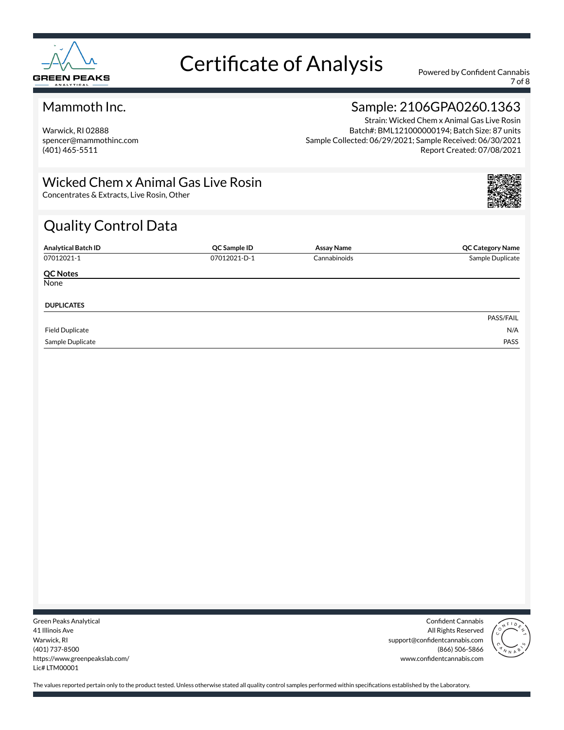# Certificate of Analysis

Powered by Confident Cannabis

## Mammoth Inc.

Warwick, RI 02888
spencer@mammothinc.com
(401) 465-5511

## Sample: 2106GPA0260.1363

Strain: Wicked Chem x Animal Gas Live Rosin
Batch#: BML121000000194; Batch Size: 87 units
Sample Collected: 06/29/2021; Sample Received: 06/30/2021
Report Created: 07/08/2021

## Wicked Chem x Animal Gas Live Rosin

Concentrates & Extracts, Live Rosin, Other

## Quality Control Data

| Analytical Batch ID | QC Sample ID | Assay Name | QC Category Name |
|---|---|---|---|
| 07012021-1 | 07012021-D-1 | Cannabinoids | Sample Duplicate |

**QC Notes**

None

**DUPLICATES**

| | PASS/FAIL |
|---|---|
| Field Duplicate | N/A |
| Sample Duplicate | PASS |

Green Peaks Analytical
41 Illinois Ave
Warwick, RI
(401) 737-8500
https://www.greenpeakslab.com/
Lic# LTM00001

Confident Cannabis
All Rights Reserved
support@confidentcannabis.com
(866) 506-5866
www.confidentcannabis.com

The values reported pertain only to the product tested. Unless otherwise stated all quality control samples performed within specifications established by the Laboratory.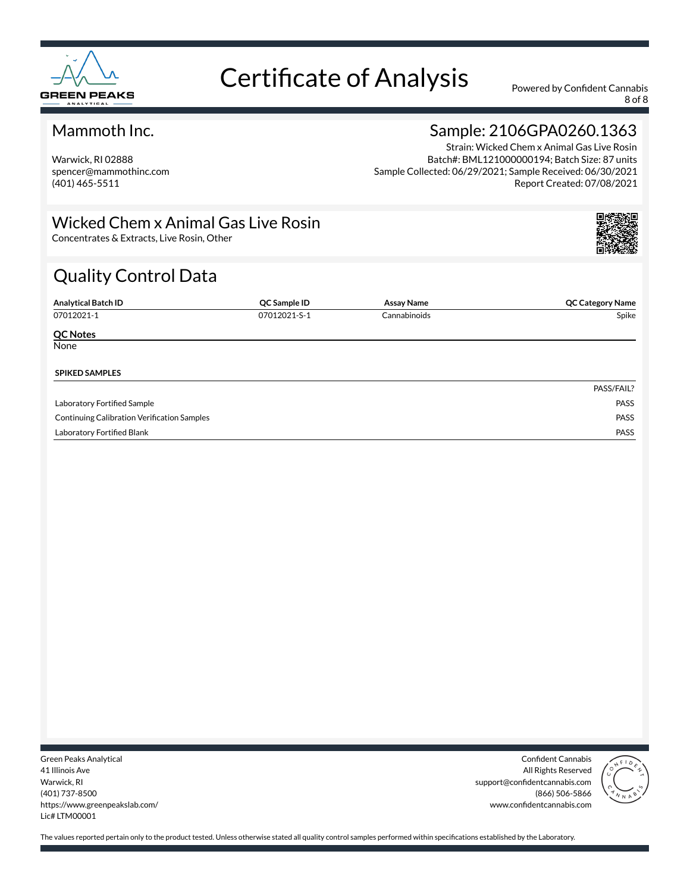# Certificate of Analysis

Powered by Confident Cannabis

## Mammoth Inc.

Warwick, RI 02888
spencer@mammothinc.com
(401) 465-5511

## Sample: 2106GPA0260.1363

Strain: Wicked Chem x Animal Gas Live Rosin
Batch#: BML121000000194; Batch Size: 87 units
Sample Collected: 06/29/2021; Sample Received: 06/30/2021
Report Created: 07/08/2021

## Wicked Chem x Animal Gas Live Rosin

Concentrates & Extracts, Live Rosin, Other

## Quality Control Data

| Analytical Batch ID | QC Sample ID | Assay Name | QC Category Name |
|---|---|---|---|
| 07012021-1 | 07012021-S-1 | Cannabinoids | Spike |

**QC Notes**

None

**SPIKED SAMPLES**

| | PASS/FAIL? |
|---|---|
| Laboratory Fortified Sample | PASS |
| Continuing Calibration Verification Samples | PASS |
| Laboratory Fortified Blank | PASS |

Green Peaks Analytical
41 Illinois Ave
Warwick, RI
(401) 737-8500
https://www.greenpeakslab.com/
Lic# LTM00001

Confident Cannabis
All Rights Reserved
support@confidentcannabis.com
(866) 506-5866
www.confidentcannabis.com

The values reported pertain only to the product tested. Unless otherwise stated all quality control samples performed within specifications established by the Laboratory.